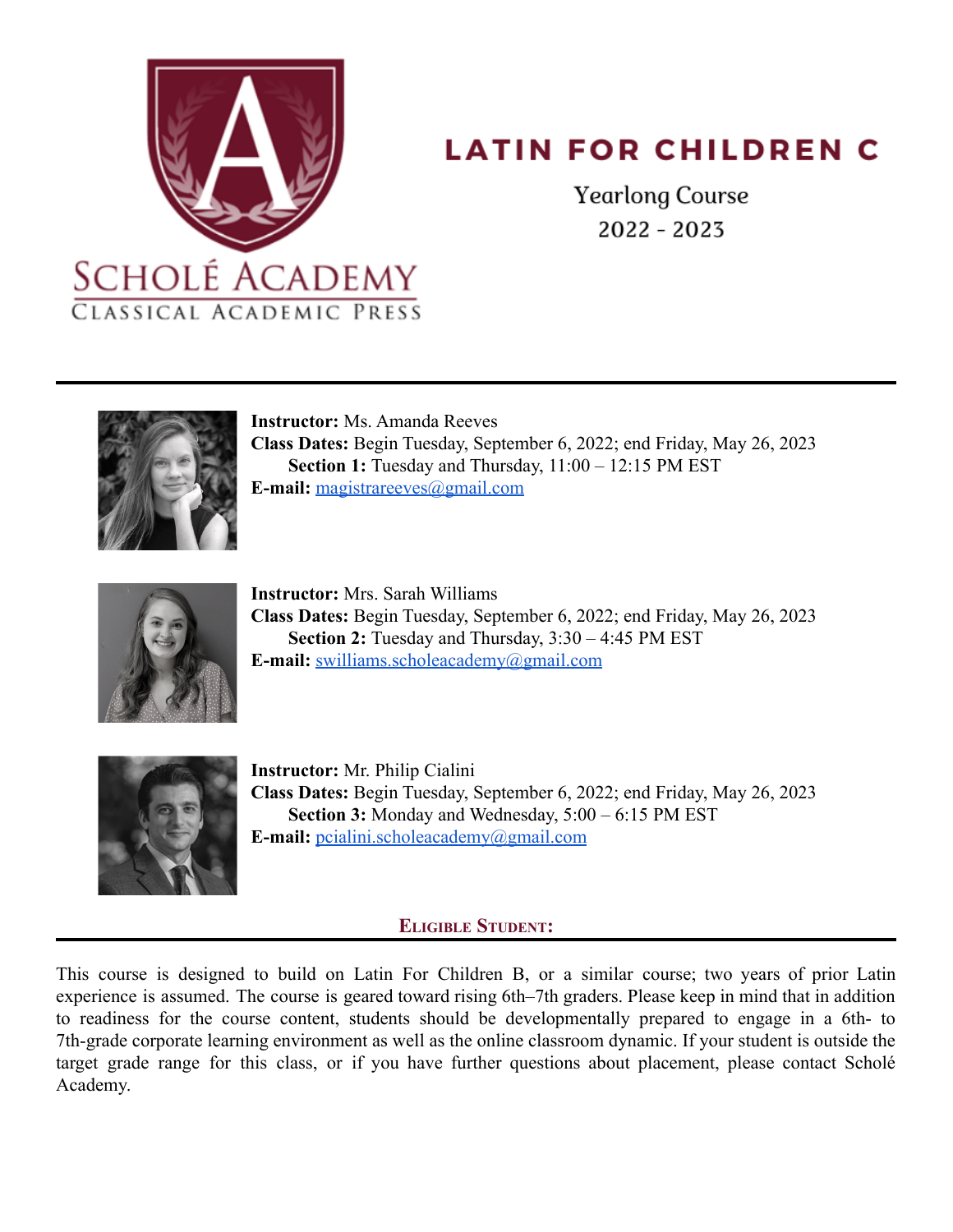Scholé Academy
Classical Academic Press

# LATIN FOR CHILDREN C

Yearlong Course
2022 - 2023

---

**Instructor:** Ms. Amanda Reeves
**Class Dates:** Begin Tuesday, September 6, 2022; end Friday, May 26, 2023
**Section 1:** Tuesday and Thursday, 11:00 – 12:15 PM EST
**E-mail:** magistrareeves@gmail.com

**Instructor:** Mrs. Sarah Williams
**Class Dates:** Begin Tuesday, September 6, 2022; end Friday, May 26, 2023
**Section 2:** Tuesday and Thursday, 3:30 – 4:45 PM EST
**E-mail:** swilliams.scholeacademy@gmail.com

**Instructor:** Mr. Philip Cialini
**Class Dates:** Begin Tuesday, September 6, 2022; end Friday, May 26, 2023
**Section 3:** Monday and Wednesday, 5:00 – 6:15 PM EST
**E-mail:** pcialini.scholeacademy@gmail.com

## Eligible Student:

This course is designed to build on Latin For Children B, or a similar course; two years of prior Latin experience is assumed. The course is geared toward rising 6th–7th graders. Please keep in mind that in addition to readiness for the course content, students should be developmentally prepared to engage in a 6th- to 7th-grade corporate learning environment as well as the online classroom dynamic. If your student is outside the target grade range for this class, or if you have further questions about placement, please contact Scholé Academy.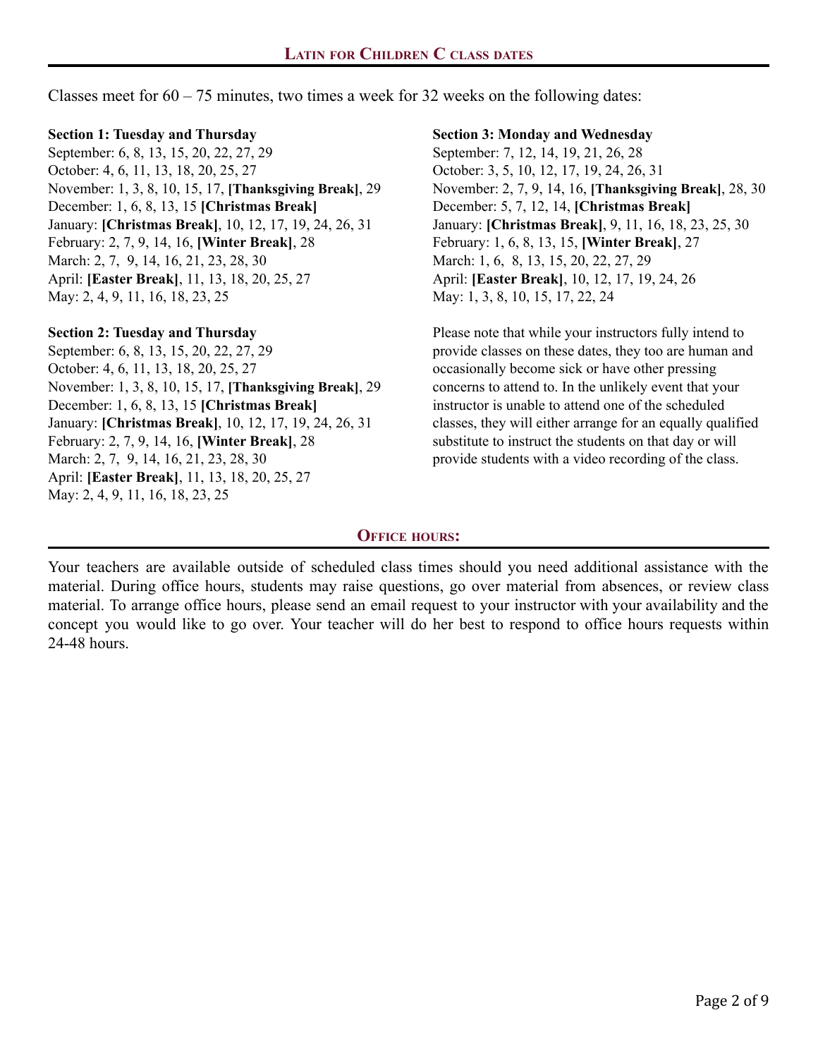## Latin for Children C class dates

Classes meet for 60 – 75 minutes, two times a week for 32 weeks on the following dates:

**Section 1: Tuesday and Thursday**
September: 6, 8, 13, 15, 20, 22, 27, 29
October: 4, 6, 11, 13, 18, 20, 25, 27
November: 1, 3, 8, 10, 15, 17, **[Thanksgiving Break]**, 29
December: 1, 6, 8, 13, 15 **[Christmas Break]**
January: **[Christmas Break]**, 10, 12, 17, 19, 24, 26, 31
February: 2, 7, 9, 14, 16, **[Winter Break]**, 28
March: 2, 7, 9, 14, 16, 21, 23, 28, 30
April: **[Easter Break]**, 11, 13, 18, 20, 25, 27
May: 2, 4, 9, 11, 16, 18, 23, 25

**Section 2: Tuesday and Thursday**
September: 6, 8, 13, 15, 20, 22, 27, 29
October: 4, 6, 11, 13, 18, 20, 25, 27
November: 1, 3, 8, 10, 15, 17, **[Thanksgiving Break]**, 29
December: 1, 6, 8, 13, 15 **[Christmas Break]**
January: **[Christmas Break]**, 10, 12, 17, 19, 24, 26, 31
February: 2, 7, 9, 14, 16, **[Winter Break]**, 28
March: 2, 7, 9, 14, 16, 21, 23, 28, 30
April: **[Easter Break]**, 11, 13, 18, 20, 25, 27
May: 2, 4, 9, 11, 16, 18, 23, 25

**Section 3: Monday and Wednesday**
September: 7, 12, 14, 19, 21, 26, 28
October: 3, 5, 10, 12, 17, 19, 24, 26, 31
November: 2, 7, 9, 14, 16, **[Thanksgiving Break]**, 28, 30
December: 5, 7, 12, 14, **[Christmas Break]**
January: **[Christmas Break]**, 9, 11, 16, 18, 23, 25, 30
February: 1, 6, 8, 13, 15, **[Winter Break]**, 27
March: 1, 6, 8, 13, 15, 20, 22, 27, 29
April: **[Easter Break]**, 10, 12, 17, 19, 24, 26
May: 1, 3, 8, 10, 15, 17, 22, 24

Please note that while your instructors fully intend to provide classes on these dates, they too are human and occasionally become sick or have other pressing concerns to attend to. In the unlikely event that your instructor is unable to attend one of the scheduled classes, they will either arrange for an equally qualified substitute to instruct the students on that day or will provide students with a video recording of the class.

## Office hours:

Your teachers are available outside of scheduled class times should you need additional assistance with the material. During office hours, students may raise questions, go over material from absences, or review class material. To arrange office hours, please send an email request to your instructor with your availability and the concept you would like to go over. Your teacher will do her best to respond to office hours requests within 24-48 hours.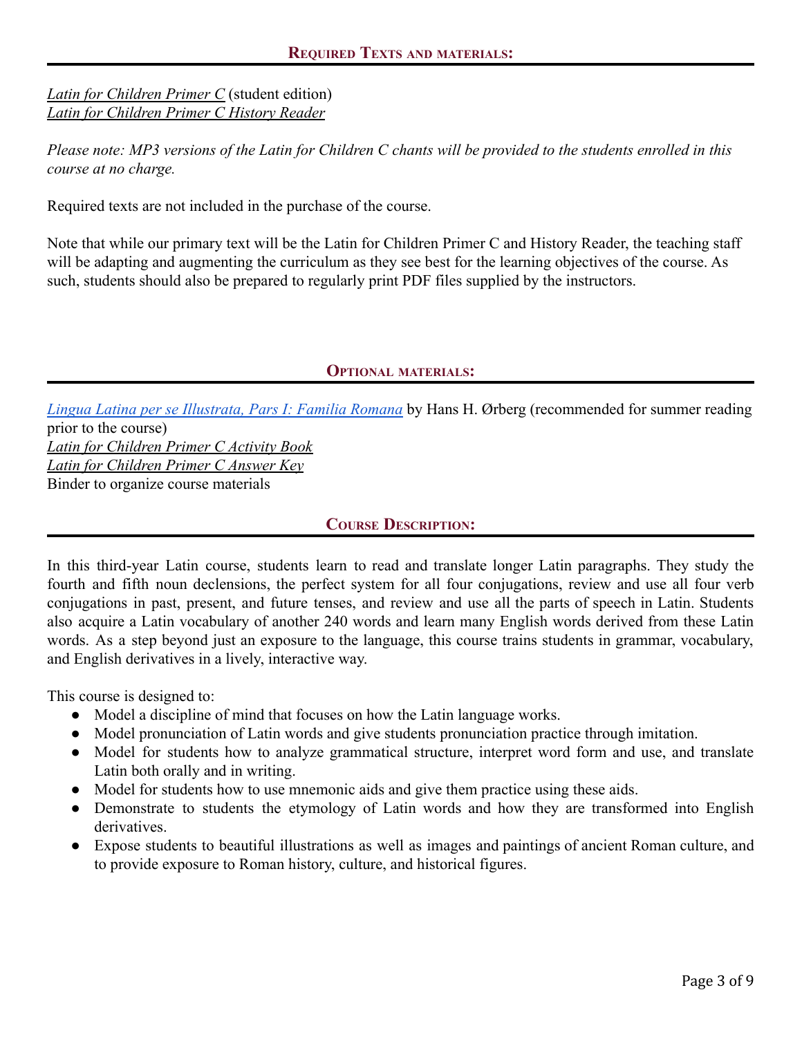## Required Texts and materials:

*Latin for Children Primer C* (student edition)
*Latin for Children Primer C History Reader*

*Please note: MP3 versions of the Latin for Children C chants will be provided to the students enrolled in this course at no charge.*

Required texts are not included in the purchase of the course.

Note that while our primary text will be the Latin for Children Primer C and History Reader, the teaching staff will be adapting and augmenting the curriculum as they see best for the learning objectives of the course. As such, students should also be prepared to regularly print PDF files supplied by the instructors.

## Optional materials:

*Lingua Latina per se Illustrata, Pars I: Familia Romana* by Hans H. Ørberg (recommended for summer reading prior to the course)
*Latin for Children Primer C Activity Book*
*Latin for Children Primer C Answer Key*
Binder to organize course materials

## Course Description:

In this third-year Latin course, students learn to read and translate longer Latin paragraphs. They study the fourth and fifth noun declensions, the perfect system for all four conjugations, review and use all four verb conjugations in past, present, and future tenses, and review and use all the parts of speech in Latin. Students also acquire a Latin vocabulary of another 240 words and learn many English words derived from these Latin words. As a step beyond just an exposure to the language, this course trains students in grammar, vocabulary, and English derivatives in a lively, interactive way.

This course is designed to:

- Model a discipline of mind that focuses on how the Latin language works.
- Model pronunciation of Latin words and give students pronunciation practice through imitation.
- Model for students how to analyze grammatical structure, interpret word form and use, and translate Latin both orally and in writing.
- Model for students how to use mnemonic aids and give them practice using these aids.
- Demonstrate to students the etymology of Latin words and how they are transformed into English derivatives.
- Expose students to beautiful illustrations as well as images and paintings of ancient Roman culture, and to provide exposure to Roman history, culture, and historical figures.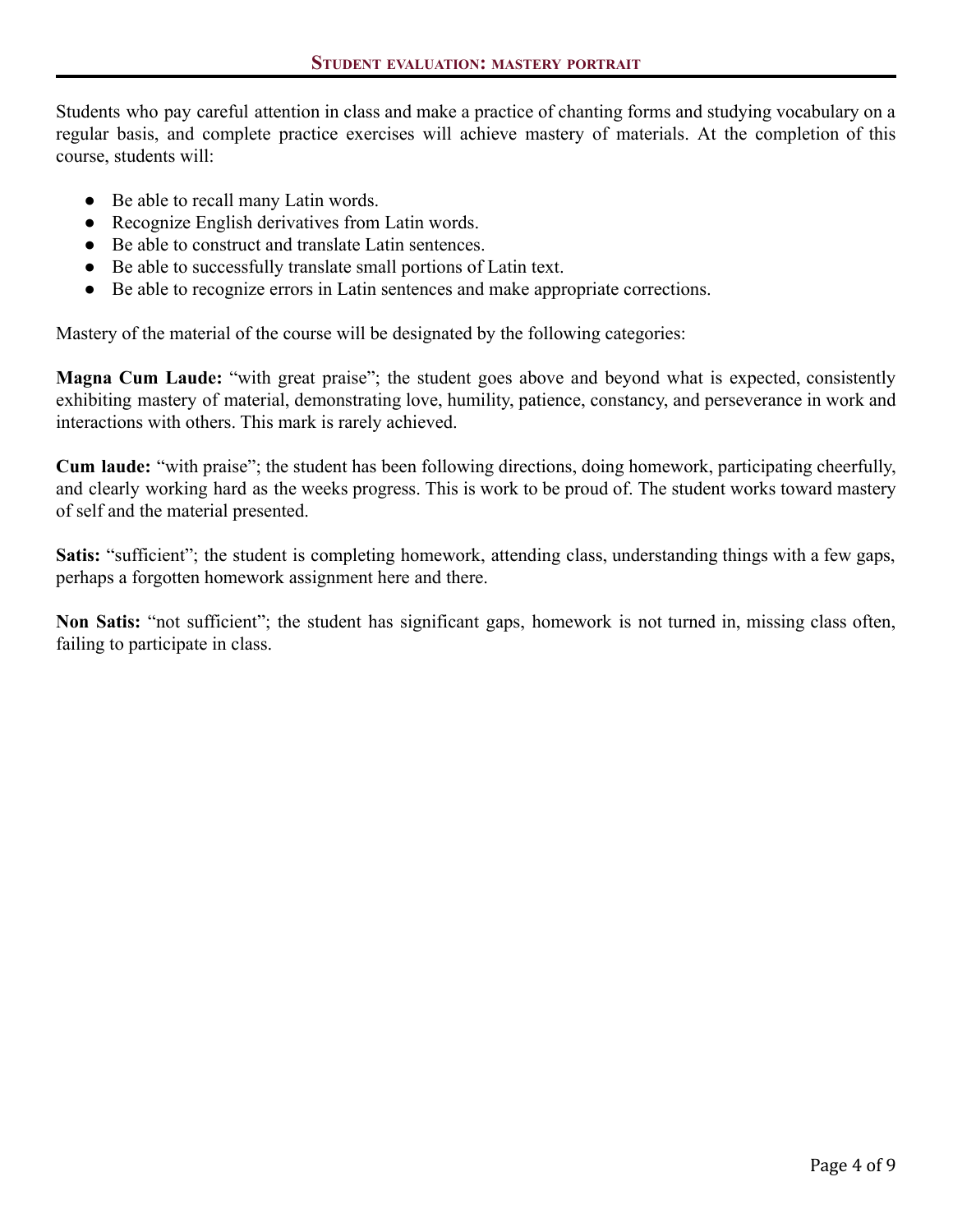## Student evaluation: mastery portrait

Students who pay careful attention in class and make a practice of chanting forms and studying vocabulary on a regular basis, and complete practice exercises will achieve mastery of materials. At the completion of this course, students will:

- Be able to recall many Latin words.
- Recognize English derivatives from Latin words.
- Be able to construct and translate Latin sentences.
- Be able to successfully translate small portions of Latin text.
- Be able to recognize errors in Latin sentences and make appropriate corrections.

Mastery of the material of the course will be designated by the following categories:

**Magna Cum Laude:** "with great praise"; the student goes above and beyond what is expected, consistently exhibiting mastery of material, demonstrating love, humility, patience, constancy, and perseverance in work and interactions with others. This mark is rarely achieved.

**Cum laude:** "with praise"; the student has been following directions, doing homework, participating cheerfully, and clearly working hard as the weeks progress. This is work to be proud of. The student works toward mastery of self and the material presented.

**Satis:** "sufficient"; the student is completing homework, attending class, understanding things with a few gaps, perhaps a forgotten homework assignment here and there.

**Non Satis:** "not sufficient"; the student has significant gaps, homework is not turned in, missing class often, failing to participate in class.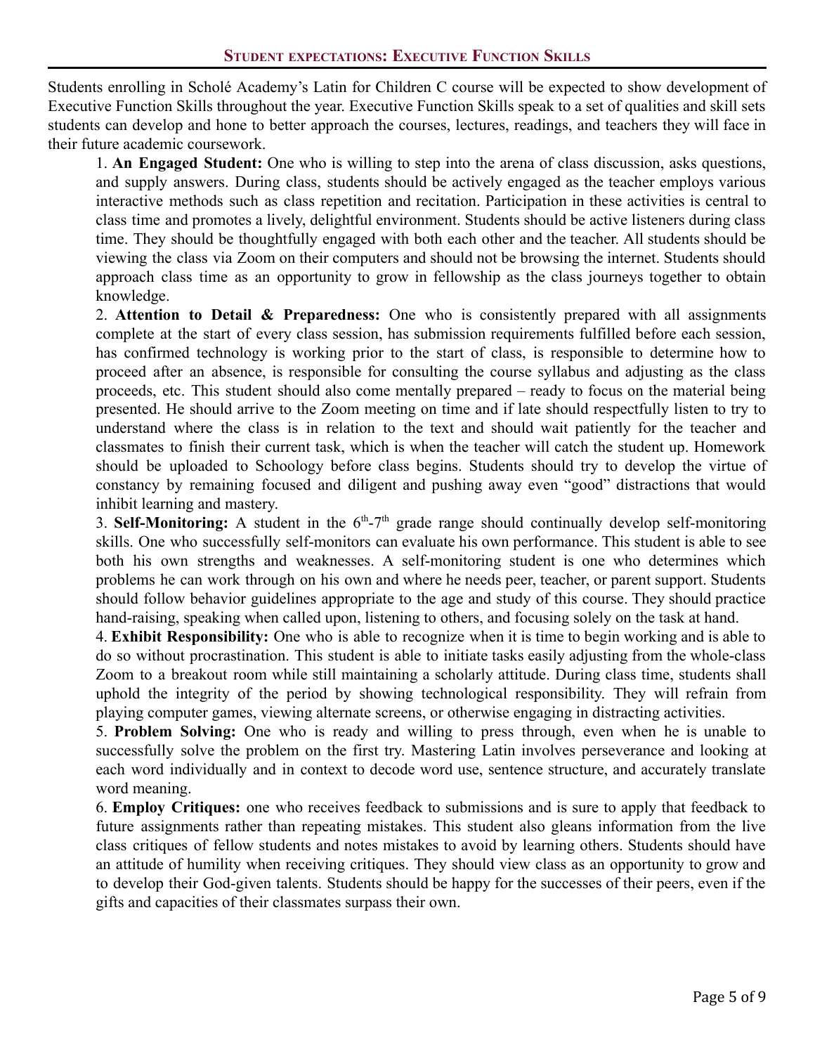## Student expectations: Executive Function Skills

Students enrolling in Scholé Academy's Latin for Children C course will be expected to show development of Executive Function Skills throughout the year. Executive Function Skills speak to a set of qualities and skill sets students can develop and hone to better approach the courses, lectures, readings, and teachers they will face in their future academic coursework.

1. **An Engaged Student:** One who is willing to step into the arena of class discussion, asks questions, and supply answers. During class, students should be actively engaged as the teacher employs various interactive methods such as class repetition and recitation. Participation in these activities is central to class time and promotes a lively, delightful environment. Students should be active listeners during class time. They should be thoughtfully engaged with both each other and the teacher. All students should be viewing the class via Zoom on their computers and should not be browsing the internet. Students should approach class time as an opportunity to grow in fellowship as the class journeys together to obtain knowledge.
2. **Attention to Detail & Preparedness:** One who is consistently prepared with all assignments complete at the start of every class session, has submission requirements fulfilled before each session, has confirmed technology is working prior to the start of class, is responsible to determine how to proceed after an absence, is responsible for consulting the course syllabus and adjusting as the class proceeds, etc. This student should also come mentally prepared – ready to focus on the material being presented. He should arrive to the Zoom meeting on time and if late should respectfully listen to try to understand where the class is in relation to the text and should wait patiently for the teacher and classmates to finish their current task, which is when the teacher will catch the student up. Homework should be uploaded to Schoology before class begins. Students should try to develop the virtue of constancy by remaining focused and diligent and pushing away even "good" distractions that would inhibit learning and mastery.
3. **Self-Monitoring:** A student in the 6th-7th grade range should continually develop self-monitoring skills. One who successfully self-monitors can evaluate his own performance. This student is able to see both his own strengths and weaknesses. A self-monitoring student is one who determines which problems he can work through on his own and where he needs peer, teacher, or parent support. Students should follow behavior guidelines appropriate to the age and study of this course. They should practice hand-raising, speaking when called upon, listening to others, and focusing solely on the task at hand.
4. **Exhibit Responsibility:** One who is able to recognize when it is time to begin working and is able to do so without procrastination. This student is able to initiate tasks easily adjusting from the whole-class Zoom to a breakout room while still maintaining a scholarly attitude. During class time, students shall uphold the integrity of the period by showing technological responsibility. They will refrain from playing computer games, viewing alternate screens, or otherwise engaging in distracting activities.
5. **Problem Solving:** One who is ready and willing to press through, even when he is unable to successfully solve the problem on the first try. Mastering Latin involves perseverance and looking at each word individually and in context to decode word use, sentence structure, and accurately translate word meaning.
6. **Employ Critiques:** one who receives feedback to submissions and is sure to apply that feedback to future assignments rather than repeating mistakes. This student also gleans information from the live class critiques of fellow students and notes mistakes to avoid by learning others. Students should have an attitude of humility when receiving critiques. They should view class as an opportunity to grow and to develop their God-given talents. Students should be happy for the successes of their peers, even if the gifts and capacities of their classmates surpass their own.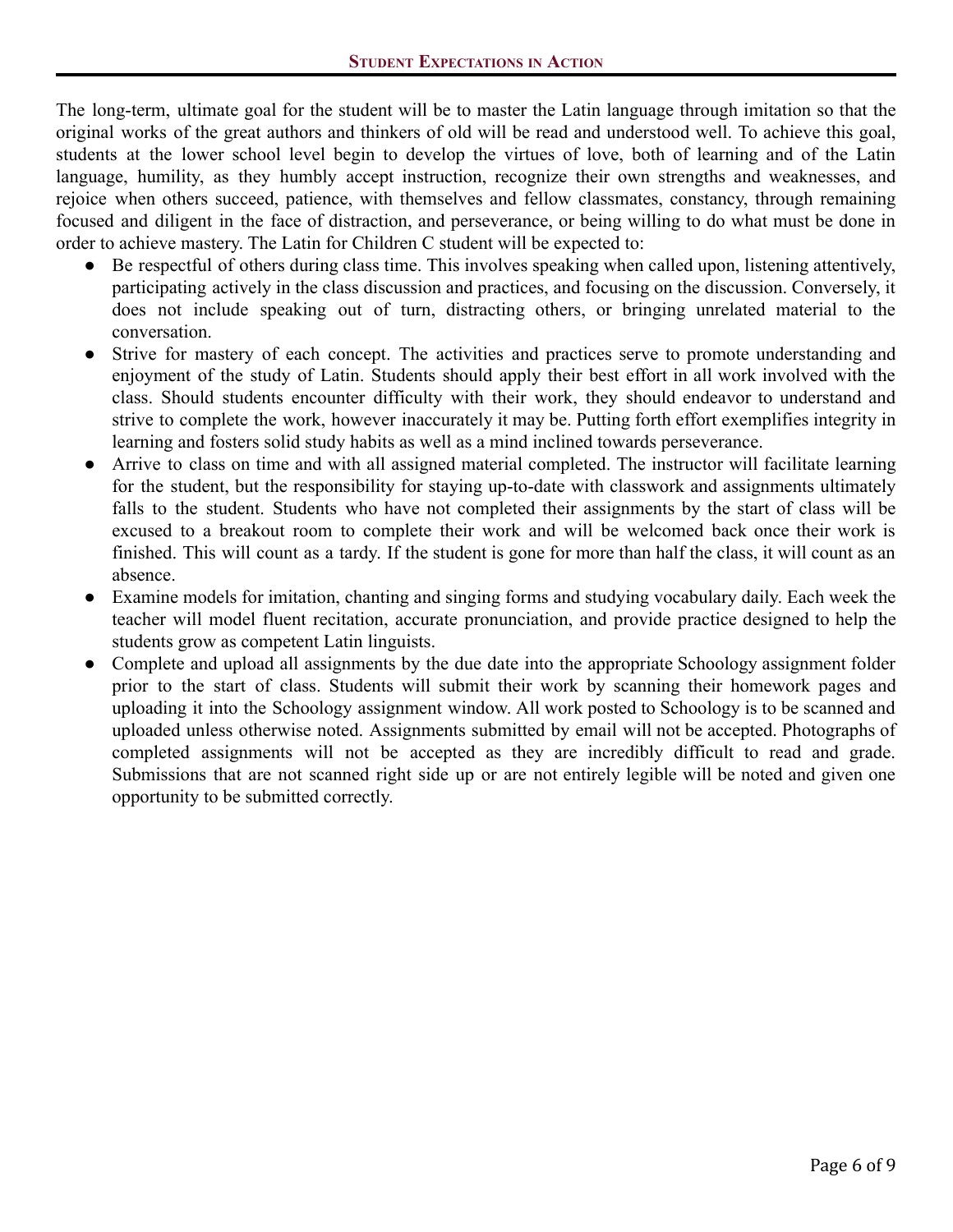## Student Expectations in Action

The long-term, ultimate goal for the student will be to master the Latin language through imitation so that the original works of the great authors and thinkers of old will be read and understood well. To achieve this goal, students at the lower school level begin to develop the virtues of love, both of learning and of the Latin language, humility, as they humbly accept instruction, recognize their own strengths and weaknesses, and rejoice when others succeed, patience, with themselves and fellow classmates, constancy, through remaining focused and diligent in the face of distraction, and perseverance, or being willing to do what must be done in order to achieve mastery. The Latin for Children C student will be expected to:

- Be respectful of others during class time. This involves speaking when called upon, listening attentively, participating actively in the class discussion and practices, and focusing on the discussion. Conversely, it does not include speaking out of turn, distracting others, or bringing unrelated material to the conversation.
- Strive for mastery of each concept. The activities and practices serve to promote understanding and enjoyment of the study of Latin. Students should apply their best effort in all work involved with the class. Should students encounter difficulty with their work, they should endeavor to understand and strive to complete the work, however inaccurately it may be. Putting forth effort exemplifies integrity in learning and fosters solid study habits as well as a mind inclined towards perseverance.
- Arrive to class on time and with all assigned material completed. The instructor will facilitate learning for the student, but the responsibility for staying up-to-date with classwork and assignments ultimately falls to the student. Students who have not completed their assignments by the start of class will be excused to a breakout room to complete their work and will be welcomed back once their work is finished. This will count as a tardy. If the student is gone for more than half the class, it will count as an absence.
- Examine models for imitation, chanting and singing forms and studying vocabulary daily. Each week the teacher will model fluent recitation, accurate pronunciation, and provide practice designed to help the students grow as competent Latin linguists.
- Complete and upload all assignments by the due date into the appropriate Schoology assignment folder prior to the start of class. Students will submit their work by scanning their homework pages and uploading it into the Schoology assignment window. All work posted to Schoology is to be scanned and uploaded unless otherwise noted. Assignments submitted by email will not be accepted. Photographs of completed assignments will not be accepted as they are incredibly difficult to read and grade. Submissions that are not scanned right side up or are not entirely legible will be noted and given one opportunity to be submitted correctly.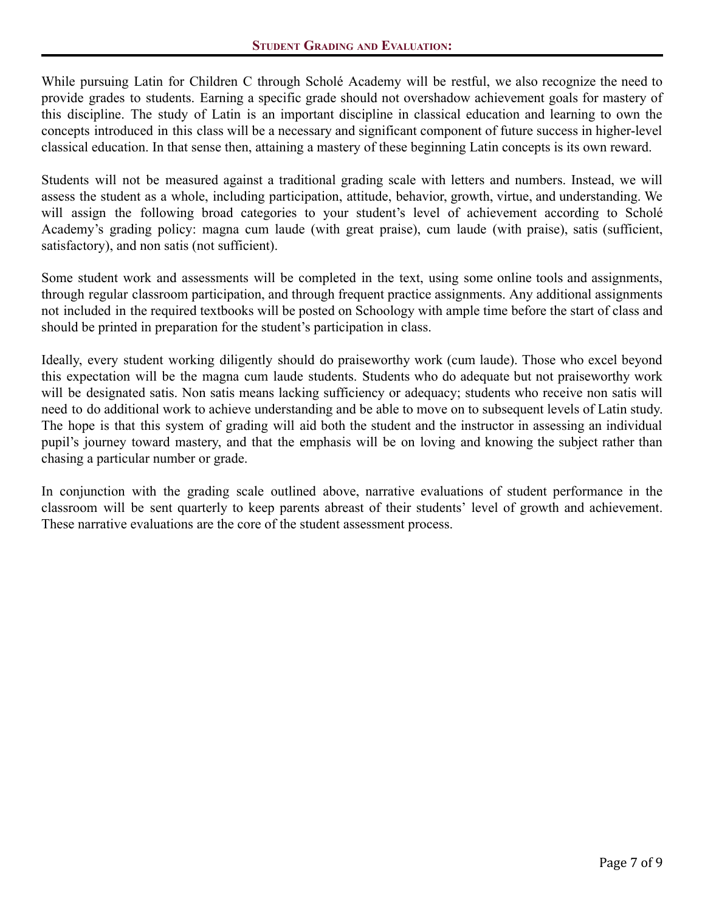## Student Grading and Evaluation:

While pursuing Latin for Children C through Scholé Academy will be restful, we also recognize the need to provide grades to students. Earning a specific grade should not overshadow achievement goals for mastery of this discipline. The study of Latin is an important discipline in classical education and learning to own the concepts introduced in this class will be a necessary and significant component of future success in higher-level classical education. In that sense then, attaining a mastery of these beginning Latin concepts is its own reward.

Students will not be measured against a traditional grading scale with letters and numbers. Instead, we will assess the student as a whole, including participation, attitude, behavior, growth, virtue, and understanding. We will assign the following broad categories to your student's level of achievement according to Scholé Academy's grading policy: magna cum laude (with great praise), cum laude (with praise), satis (sufficient, satisfactory), and non satis (not sufficient).

Some student work and assessments will be completed in the text, using some online tools and assignments, through regular classroom participation, and through frequent practice assignments. Any additional assignments not included in the required textbooks will be posted on Schoology with ample time before the start of class and should be printed in preparation for the student's participation in class.

Ideally, every student working diligently should do praiseworthy work (cum laude). Those who excel beyond this expectation will be the magna cum laude students. Students who do adequate but not praiseworthy work will be designated satis. Non satis means lacking sufficiency or adequacy; students who receive non satis will need to do additional work to achieve understanding and be able to move on to subsequent levels of Latin study. The hope is that this system of grading will aid both the student and the instructor in assessing an individual pupil's journey toward mastery, and that the emphasis will be on loving and knowing the subject rather than chasing a particular number or grade.

In conjunction with the grading scale outlined above, narrative evaluations of student performance in the classroom will be sent quarterly to keep parents abreast of their students' level of growth and achievement. These narrative evaluations are the core of the student assessment process.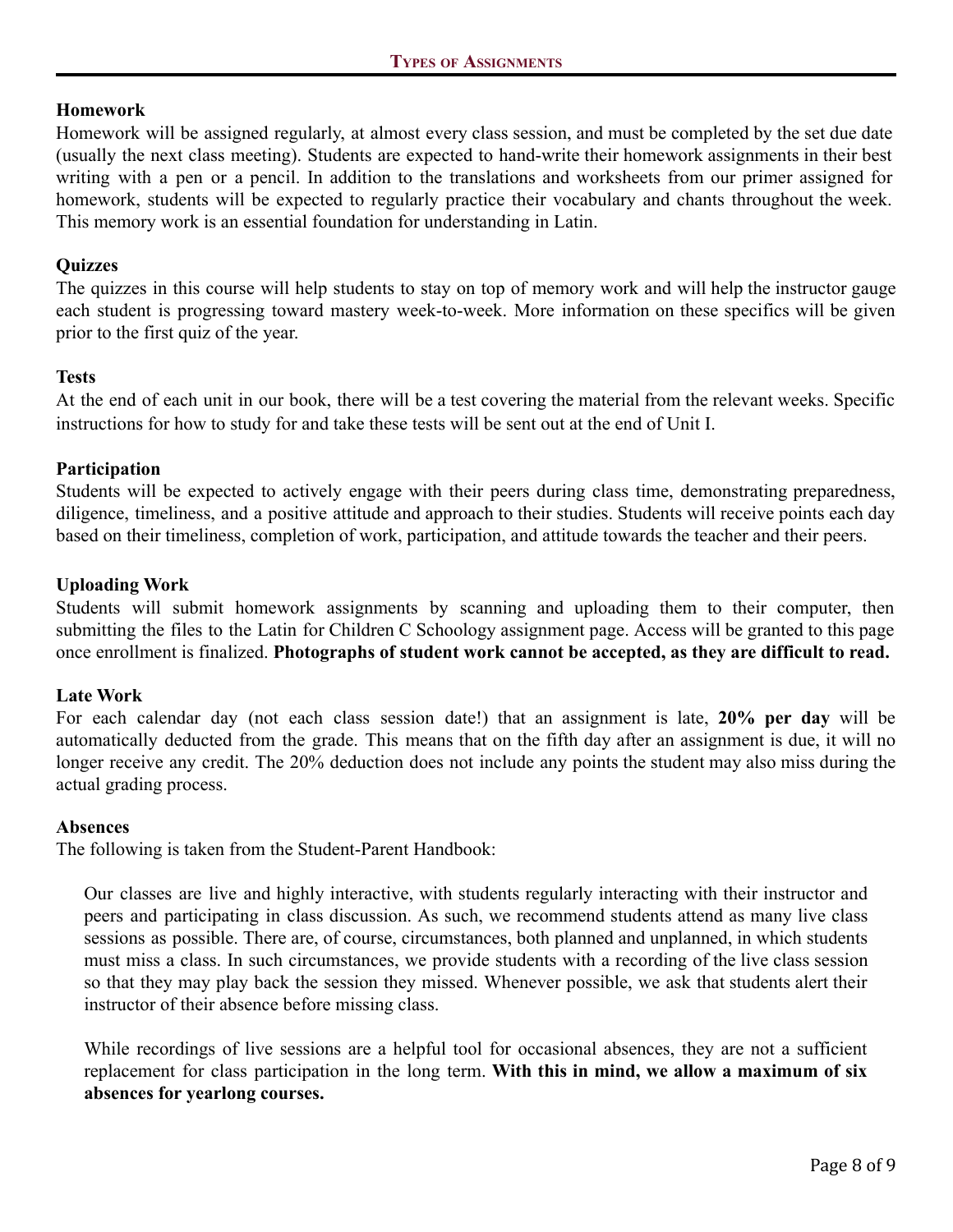## Types of Assignments

### Homework

Homework will be assigned regularly, at almost every class session, and must be completed by the set due date (usually the next class meeting). Students are expected to hand-write their homework assignments in their best writing with a pen or a pencil. In addition to the translations and worksheets from our primer assigned for homework, students will be expected to regularly practice their vocabulary and chants throughout the week. This memory work is an essential foundation for understanding in Latin.

### Quizzes

The quizzes in this course will help students to stay on top of memory work and will help the instructor gauge each student is progressing toward mastery week-to-week. More information on these specifics will be given prior to the first quiz of the year.

### Tests

At the end of each unit in our book, there will be a test covering the material from the relevant weeks. Specific instructions for how to study for and take these tests will be sent out at the end of Unit I.

### Participation

Students will be expected to actively engage with their peers during class time, demonstrating preparedness, diligence, timeliness, and a positive attitude and approach to their studies. Students will receive points each day based on their timeliness, completion of work, participation, and attitude towards the teacher and their peers.

### Uploading Work

Students will submit homework assignments by scanning and uploading them to their computer, then submitting the files to the Latin for Children C Schoology assignment page. Access will be granted to this page once enrollment is finalized. **Photographs of student work cannot be accepted, as they are difficult to read.**

### Late Work

For each calendar day (not each class session date!) that an assignment is late, **20% per day** will be automatically deducted from the grade. This means that on the fifth day after an assignment is due, it will no longer receive any credit. The 20% deduction does not include any points the student may also miss during the actual grading process.

### Absences

The following is taken from the Student-Parent Handbook:

> Our classes are live and highly interactive, with students regularly interacting with their instructor and peers and participating in class discussion. As such, we recommend students attend as many live class sessions as possible. There are, of course, circumstances, both planned and unplanned, in which students must miss a class. In such circumstances, we provide students with a recording of the live class session so that they may play back the session they missed. Whenever possible, we ask that students alert their instructor of their absence before missing class.
>
> While recordings of live sessions are a helpful tool for occasional absences, they are not a sufficient replacement for class participation in the long term. **With this in mind, we allow a maximum of six absences for yearlong courses.**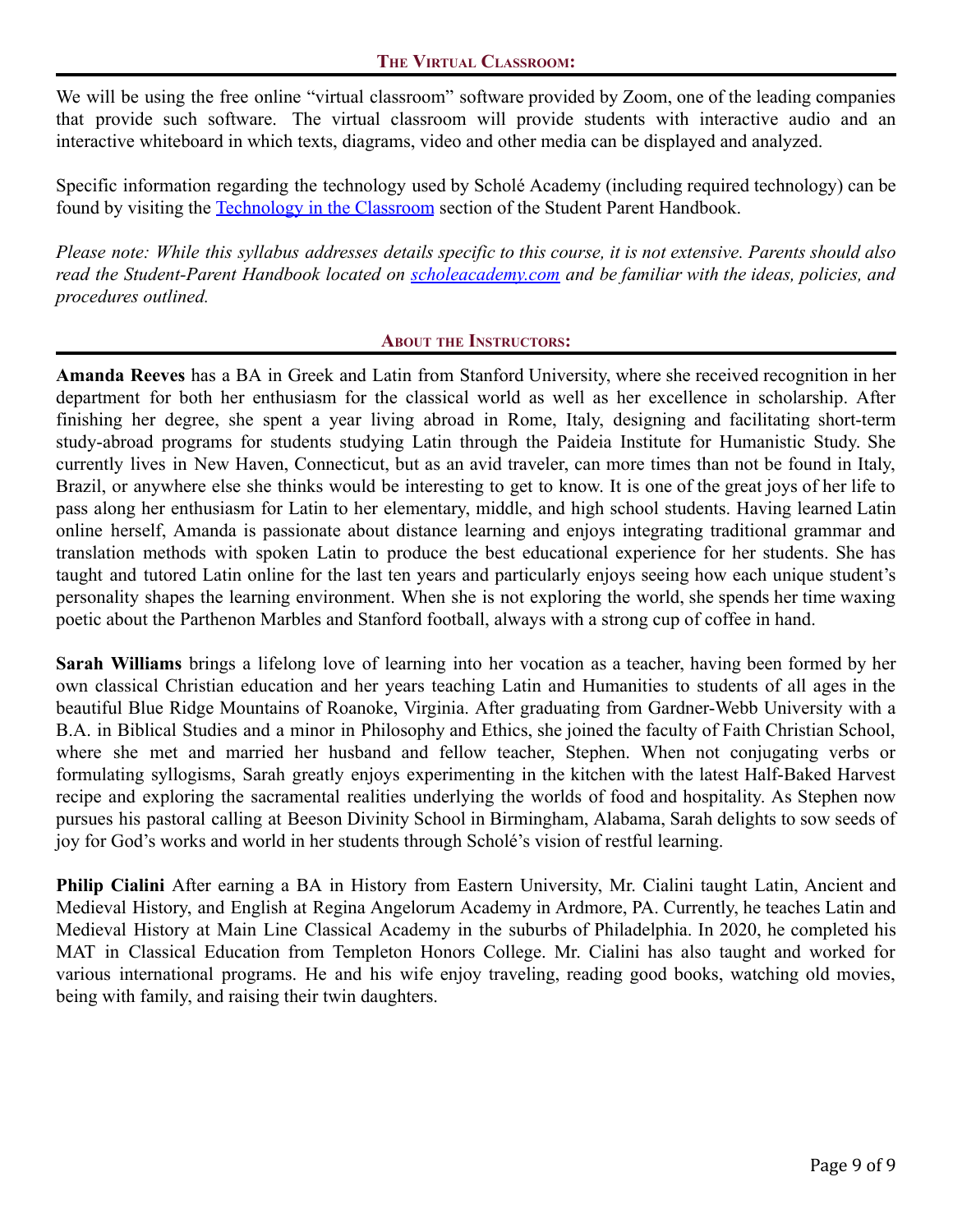## The Virtual Classroom:

We will be using the free online "virtual classroom" software provided by Zoom, one of the leading companies that provide such software. The virtual classroom will provide students with interactive audio and an interactive whiteboard in which texts, diagrams, video and other media can be displayed and analyzed.

Specific information regarding the technology used by Scholé Academy (including required technology) can be found by visiting the [Technology in the Classroom]() section of the Student Parent Handbook.

*Please note: While this syllabus addresses details specific to this course, it is not extensive. Parents should also read the Student-Parent Handbook located on [scholeacademy.com]() and be familiar with the ideas, policies, and procedures outlined.*

## About the Instructors:

**Amanda Reeves** has a BA in Greek and Latin from Stanford University, where she received recognition in her department for both her enthusiasm for the classical world as well as her excellence in scholarship. After finishing her degree, she spent a year living abroad in Rome, Italy, designing and facilitating short-term study-abroad programs for students studying Latin through the Paideia Institute for Humanistic Study. She currently lives in New Haven, Connecticut, but as an avid traveler, can more times than not be found in Italy, Brazil, or anywhere else she thinks would be interesting to get to know. It is one of the great joys of her life to pass along her enthusiasm for Latin to her elementary, middle, and high school students. Having learned Latin online herself, Amanda is passionate about distance learning and enjoys integrating traditional grammar and translation methods with spoken Latin to produce the best educational experience for her students. She has taught and tutored Latin online for the last ten years and particularly enjoys seeing how each unique student's personality shapes the learning environment. When she is not exploring the world, she spends her time waxing poetic about the Parthenon Marbles and Stanford football, always with a strong cup of coffee in hand.

**Sarah Williams** brings a lifelong love of learning into her vocation as a teacher, having been formed by her own classical Christian education and her years teaching Latin and Humanities to students of all ages in the beautiful Blue Ridge Mountains of Roanoke, Virginia. After graduating from Gardner-Webb University with a B.A. in Biblical Studies and a minor in Philosophy and Ethics, she joined the faculty of Faith Christian School, where she met and married her husband and fellow teacher, Stephen. When not conjugating verbs or formulating syllogisms, Sarah greatly enjoys experimenting in the kitchen with the latest Half-Baked Harvest recipe and exploring the sacramental realities underlying the worlds of food and hospitality. As Stephen now pursues his pastoral calling at Beeson Divinity School in Birmingham, Alabama, Sarah delights to sow seeds of joy for God's works and world in her students through Scholé's vision of restful learning.

**Philip Cialini** After earning a BA in History from Eastern University, Mr. Cialini taught Latin, Ancient and Medieval History, and English at Regina Angelorum Academy in Ardmore, PA. Currently, he teaches Latin and Medieval History at Main Line Classical Academy in the suburbs of Philadelphia. In 2020, he completed his MAT in Classical Education from Templeton Honors College. Mr. Cialini has also taught and worked for various international programs. He and his wife enjoy traveling, reading good books, watching old movies, being with family, and raising their twin daughters.